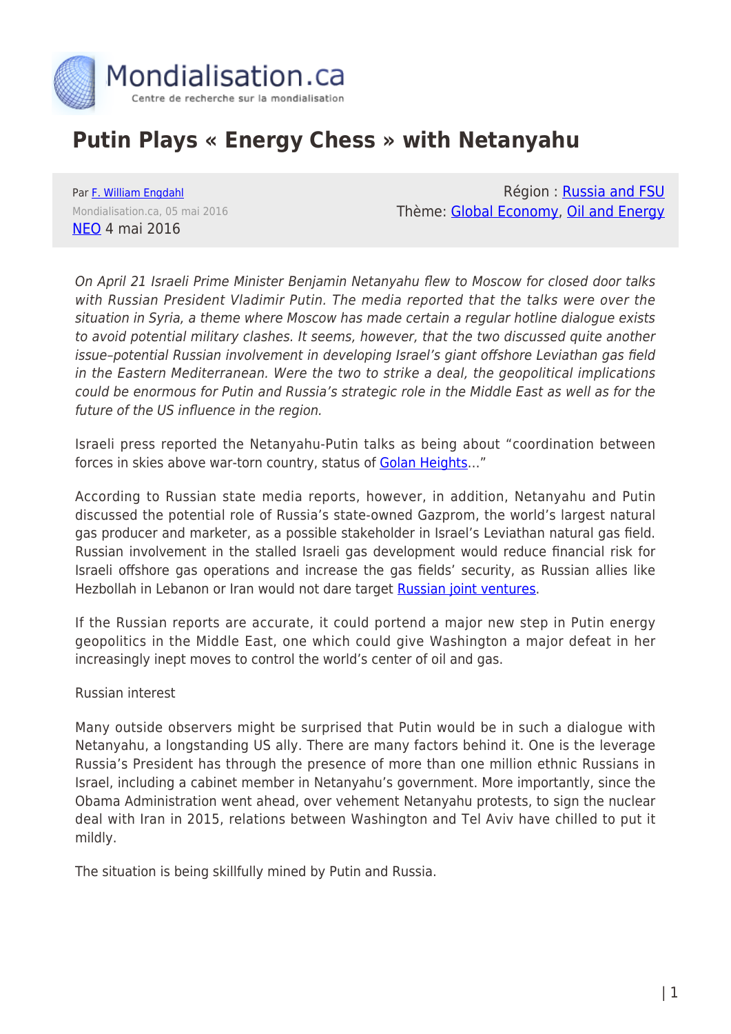# Putin Plays « Energy Chess » with Netanyahu

Par F. William Engdahl
Mondialisation.ca, 05 mai 2016
NEO 4 mai 2016

Région : Russia and FSU
Thème: Global Economy, Oil and Energy

*On April 21 Israeli Prime Minister Benjamin Netanyahu flew to Moscow for closed door talks with Russian President Vladimir Putin. The media reported that the talks were over the situation in Syria, a theme where Moscow has made certain a regular hotline dialogue exists to avoid potential military clashes. It seems, however, that the two discussed quite another issue–potential Russian involvement in developing Israel's giant offshore Leviathan gas field in the Eastern Mediterranean. Were the two to strike a deal, the geopolitical implications could be enormous for Putin and Russia's strategic role in the Middle East as well as for the future of the US influence in the region.*

Israeli press reported the Netanyahu-Putin talks as being about "coordination between forces in skies above war-torn country, status of Golan Heights…"

According to Russian state media reports, however, in addition, Netanyahu and Putin discussed the potential role of Russia's state-owned Gazprom, the world's largest natural gas producer and marketer, as a possible stakeholder in Israel's Leviathan natural gas field. Russian involvement in the stalled Israeli gas development would reduce financial risk for Israeli offshore gas operations and increase the gas fields' security, as Russian allies like Hezbollah in Lebanon or Iran would not dare target Russian joint ventures.

If the Russian reports are accurate, it could portend a major new step in Putin energy geopolitics in the Middle East, one which could give Washington a major defeat in her increasingly inept moves to control the world's center of oil and gas.

Russian interest

Many outside observers might be surprised that Putin would be in such a dialogue with Netanyahu, a longstanding US ally. There are many factors behind it. One is the leverage Russia's President has through the presence of more than one million ethnic Russians in Israel, including a cabinet member in Netanyahu's government. More importantly, since the Obama Administration went ahead, over vehement Netanyahu protests, to sign the nuclear deal with Iran in 2015, relations between Washington and Tel Aviv have chilled to put it mildly.

The situation is being skillfully mined by Putin and Russia.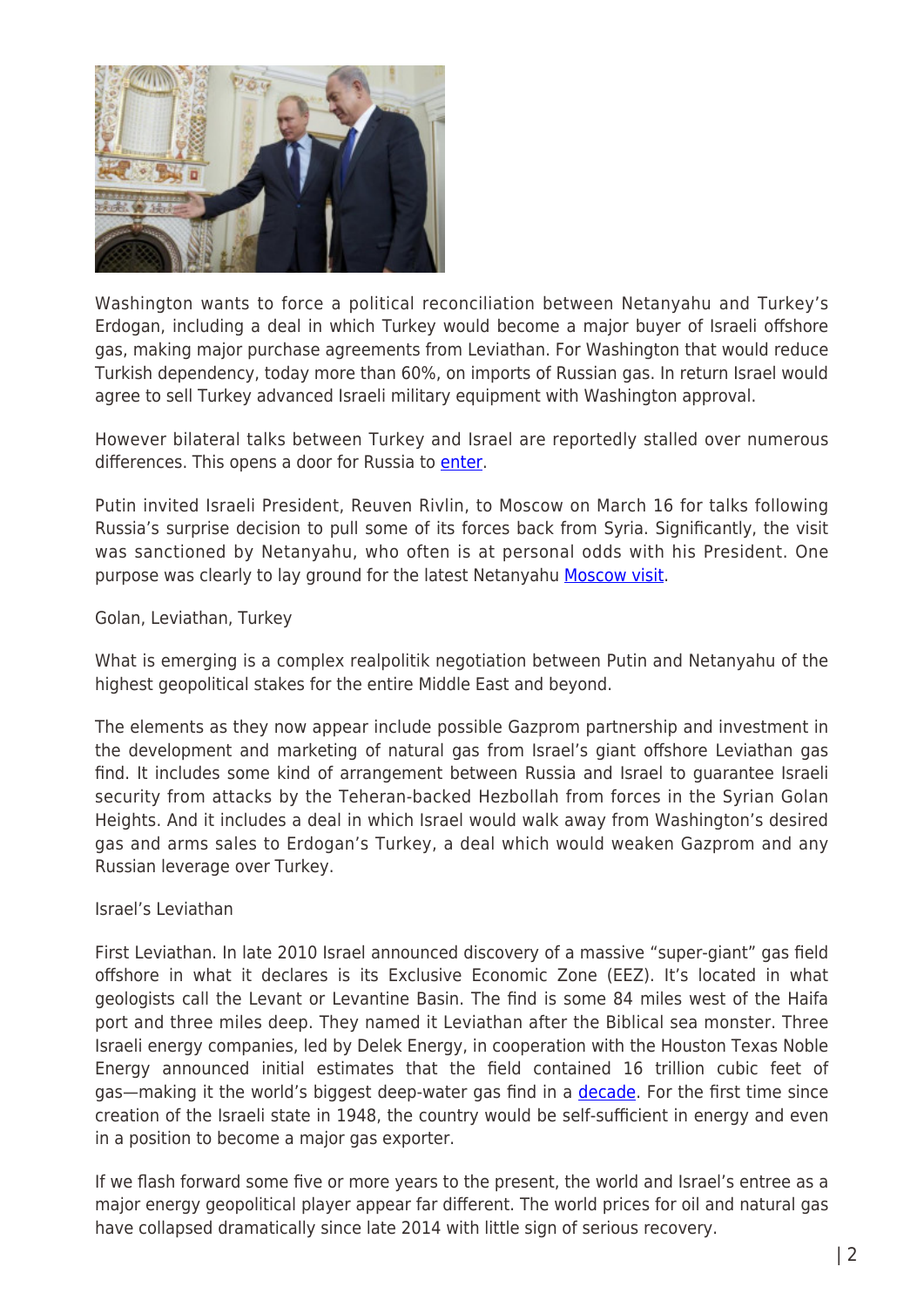Washington wants to force a political reconciliation between Netanyahu and Turkey's Erdogan, including a deal in which Turkey would become a major buyer of Israeli offshore gas, making major purchase agreements from Leviathan. For Washington that would reduce Turkish dependency, today more than 60%, on imports of Russian gas. In return Israel would agree to sell Turkey advanced Israeli military equipment with Washington approval.

However bilateral talks between Turkey and Israel are reportedly stalled over numerous differences. This opens a door for Russia to enter.

Putin invited Israeli President, Reuven Rivlin, to Moscow on March 16 for talks following Russia's surprise decision to pull some of its forces back from Syria. Significantly, the visit was sanctioned by Netanyahu, who often is at personal odds with his President. One purpose was clearly to lay ground for the latest Netanyahu Moscow visit.

## Golan, Leviathan, Turkey

What is emerging is a complex realpolitik negotiation between Putin and Netanyahu of the highest geopolitical stakes for the entire Middle East and beyond.

The elements as they now appear include possible Gazprom partnership and investment in the development and marketing of natural gas from Israel's giant offshore Leviathan gas find. It includes some kind of arrangement between Russia and Israel to guarantee Israeli security from attacks by the Teheran-backed Hezbollah from forces in the Syrian Golan Heights. And it includes a deal in which Israel would walk away from Washington's desired gas and arms sales to Erdogan's Turkey, a deal which would weaken Gazprom and any Russian leverage over Turkey.

## Israel's Leviathan

First Leviathan. In late 2010 Israel announced discovery of a massive "super-giant" gas field offshore in what it declares is its Exclusive Economic Zone (EEZ). It's located in what geologists call the Levant or Levantine Basin. The find is some 84 miles west of the Haifa port and three miles deep. They named it Leviathan after the Biblical sea monster. Three Israeli energy companies, led by Delek Energy, in cooperation with the Houston Texas Noble Energy announced initial estimates that the field contained 16 trillion cubic feet of gas—making it the world's biggest deep-water gas find in a decade. For the first time since creation of the Israeli state in 1948, the country would be self-sufficient in energy and even in a position to become a major gas exporter.

If we flash forward some five or more years to the present, the world and Israel's entree as a major energy geopolitical player appear far different. The world prices for oil and natural gas have collapsed dramatically since late 2014 with little sign of serious recovery.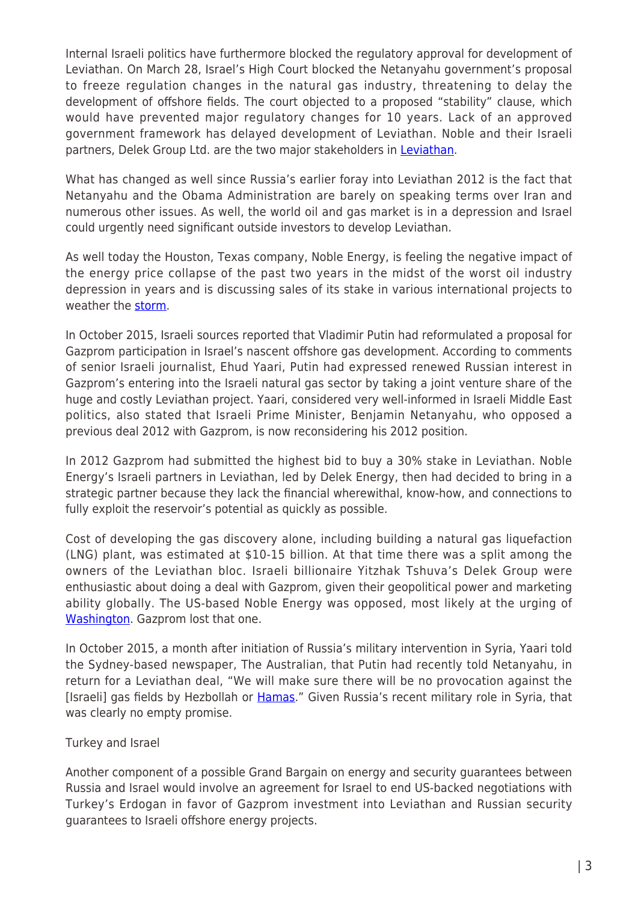Internal Israeli politics have furthermore blocked the regulatory approval for development of Leviathan. On March 28, Israel's High Court blocked the Netanyahu government's proposal to freeze regulation changes in the natural gas industry, threatening to delay the development of offshore fields. The court objected to a proposed "stability" clause, which would have prevented major regulatory changes for 10 years. Lack of an approved government framework has delayed development of Leviathan. Noble and their Israeli partners, Delek Group Ltd. are the two major stakeholders in Leviathan.

What has changed as well since Russia's earlier foray into Leviathan 2012 is the fact that Netanyahu and the Obama Administration are barely on speaking terms over Iran and numerous other issues. As well, the world oil and gas market is in a depression and Israel could urgently need significant outside investors to develop Leviathan.

As well today the Houston, Texas company, Noble Energy, is feeling the negative impact of the energy price collapse of the past two years in the midst of the worst oil industry depression in years and is discussing sales of its stake in various international projects to weather the storm.

In October 2015, Israeli sources reported that Vladimir Putin had reformulated a proposal for Gazprom participation in Israel's nascent offshore gas development. According to comments of senior Israeli journalist, Ehud Yaari, Putin had expressed renewed Russian interest in Gazprom's entering into the Israeli natural gas sector by taking a joint venture share of the huge and costly Leviathan project. Yaari, considered very well-informed in Israeli Middle East politics, also stated that Israeli Prime Minister, Benjamin Netanyahu, who opposed a previous deal 2012 with Gazprom, is now reconsidering his 2012 position.

In 2012 Gazprom had submitted the highest bid to buy a 30% stake in Leviathan. Noble Energy's Israeli partners in Leviathan, led by Delek Energy, then had decided to bring in a strategic partner because they lack the financial wherewithal, know-how, and connections to fully exploit the reservoir's potential as quickly as possible.

Cost of developing the gas discovery alone, including building a natural gas liquefaction (LNG) plant, was estimated at $10-15 billion. At that time there was a split among the owners of the Leviathan bloc. Israeli billionaire Yitzhak Tshuva's Delek Group were enthusiastic about doing a deal with Gazprom, given their geopolitical power and marketing ability globally. The US-based Noble Energy was opposed, most likely at the urging of Washington. Gazprom lost that one.

In October 2015, a month after initiation of Russia's military intervention in Syria, Yaari told the Sydney-based newspaper, The Australian, that Putin had recently told Netanyahu, in return for a Leviathan deal, "We will make sure there will be no provocation against the [Israeli] gas fields by Hezbollah or Hamas." Given Russia's recent military role in Syria, that was clearly no empty promise.

## Turkey and Israel

Another component of a possible Grand Bargain on energy and security guarantees between Russia and Israel would involve an agreement for Israel to end US-backed negotiations with Turkey's Erdogan in favor of Gazprom investment into Leviathan and Russian security guarantees to Israeli offshore energy projects.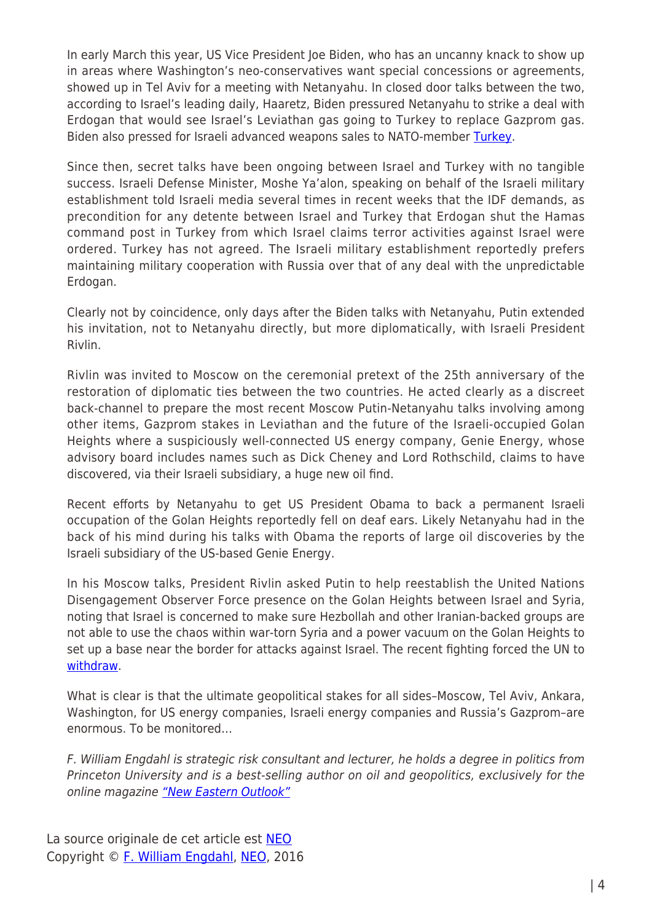In early March this year, US Vice President Joe Biden, who has an uncanny knack to show up in areas where Washington's neo-conservatives want special concessions or agreements, showed up in Tel Aviv for a meeting with Netanyahu. In closed door talks between the two, according to Israel's leading daily, Haaretz, Biden pressured Netanyahu to strike a deal with Erdogan that would see Israel's Leviathan gas going to Turkey to replace Gazprom gas. Biden also pressed for Israeli advanced weapons sales to NATO-member Turkey.

Since then, secret talks have been ongoing between Israel and Turkey with no tangible success. Israeli Defense Minister, Moshe Ya'alon, speaking on behalf of the Israeli military establishment told Israeli media several times in recent weeks that the IDF demands, as precondition for any detente between Israel and Turkey that Erdogan shut the Hamas command post in Turkey from which Israel claims terror activities against Israel were ordered. Turkey has not agreed. The Israeli military establishment reportedly prefers maintaining military cooperation with Russia over that of any deal with the unpredictable Erdogan.

Clearly not by coincidence, only days after the Biden talks with Netanyahu, Putin extended his invitation, not to Netanyahu directly, but more diplomatically, with Israeli President Rivlin.

Rivlin was invited to Moscow on the ceremonial pretext of the 25th anniversary of the restoration of diplomatic ties between the two countries. He acted clearly as a discreet back-channel to prepare the most recent Moscow Putin-Netanyahu talks involving among other items, Gazprom stakes in Leviathan and the future of the Israeli-occupied Golan Heights where a suspiciously well-connected US energy company, Genie Energy, whose advisory board includes names such as Dick Cheney and Lord Rothschild, claims to have discovered, via their Israeli subsidiary, a huge new oil find.

Recent efforts by Netanyahu to get US President Obama to back a permanent Israeli occupation of the Golan Heights reportedly fell on deaf ears. Likely Netanyahu had in the back of his mind during his talks with Obama the reports of large oil discoveries by the Israeli subsidiary of the US-based Genie Energy.

In his Moscow talks, President Rivlin asked Putin to help reestablish the United Nations Disengagement Observer Force presence on the Golan Heights between Israel and Syria, noting that Israel is concerned to make sure Hezbollah and other Iranian-backed groups are not able to use the chaos within war-torn Syria and a power vacuum on the Golan Heights to set up a base near the border for attacks against Israel. The recent fighting forced the UN to withdraw.

What is clear is that the ultimate geopolitical stakes for all sides–Moscow, Tel Aviv, Ankara, Washington, for US energy companies, Israeli energy companies and Russia's Gazprom–are enormous. To be monitored…

*F. William Engdahl is strategic risk consultant and lecturer, he holds a degree in politics from Princeton University and is a best-selling author on oil and geopolitics, exclusively for the online magazine "New Eastern Outlook"*

La source originale de cet article est NEO
Copyright © F. William Engdahl, NEO, 2016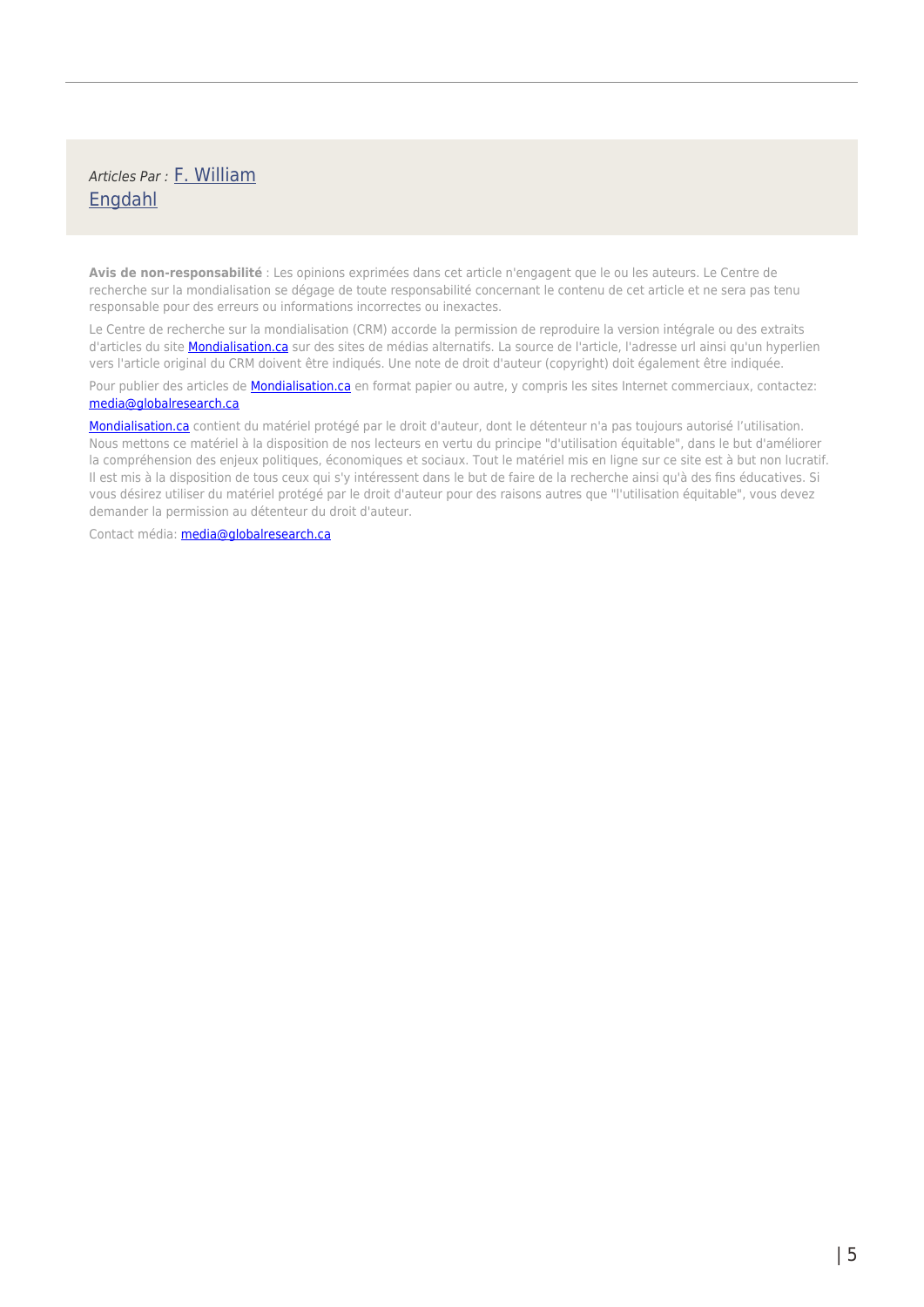*Articles Par :* F. William Engdahl

**Avis de non-responsabilité** : Les opinions exprimées dans cet article n'engagent que le ou les auteurs. Le Centre de recherche sur la mondialisation se dégage de toute responsabilité concernant le contenu de cet article et ne sera pas tenu responsable pour des erreurs ou informations incorrectes ou inexactes.

Le Centre de recherche sur la mondialisation (CRM) accorde la permission de reproduire la version intégrale ou des extraits d'articles du site Mondialisation.ca sur des sites de médias alternatifs. La source de l'article, l'adresse url ainsi qu'un hyperlien vers l'article original du CRM doivent être indiqués. Une note de droit d'auteur (copyright) doit également être indiquée.

Pour publier des articles de Mondialisation.ca en format papier ou autre, y compris les sites Internet commerciaux, contactez: media@globalresearch.ca

Mondialisation.ca contient du matériel protégé par le droit d'auteur, dont le détenteur n'a pas toujours autorisé l'utilisation. Nous mettons ce matériel à la disposition de nos lecteurs en vertu du principe "d'utilisation équitable", dans le but d'améliorer la compréhension des enjeux politiques, économiques et sociaux. Tout le matériel mis en ligne sur ce site est à but non lucratif. Il est mis à la disposition de tous ceux qui s'y intéressent dans le but de faire de la recherche ainsi qu'à des fins éducatives. Si vous désirez utiliser du matériel protégé par le droit d'auteur pour des raisons autres que "l'utilisation équitable", vous devez demander la permission au détenteur du droit d'auteur.

Contact média: media@globalresearch.ca